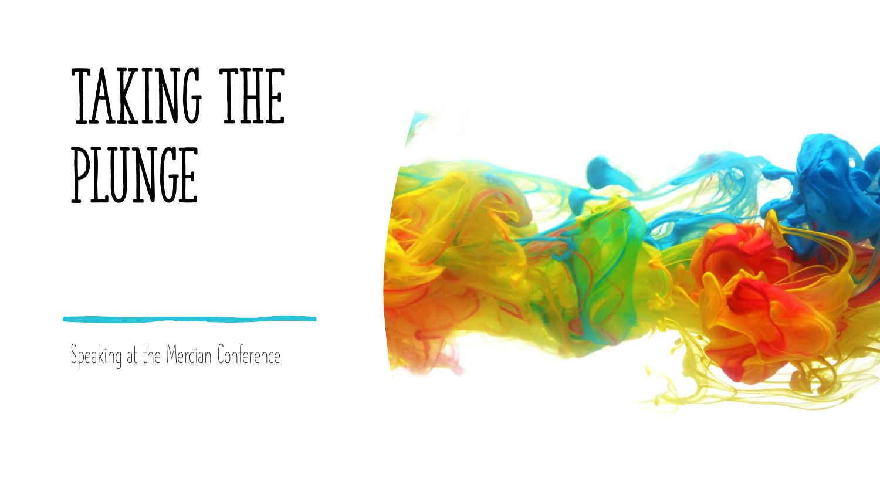# TAKING THE PLUNGE

Speaking at the Mercian Conference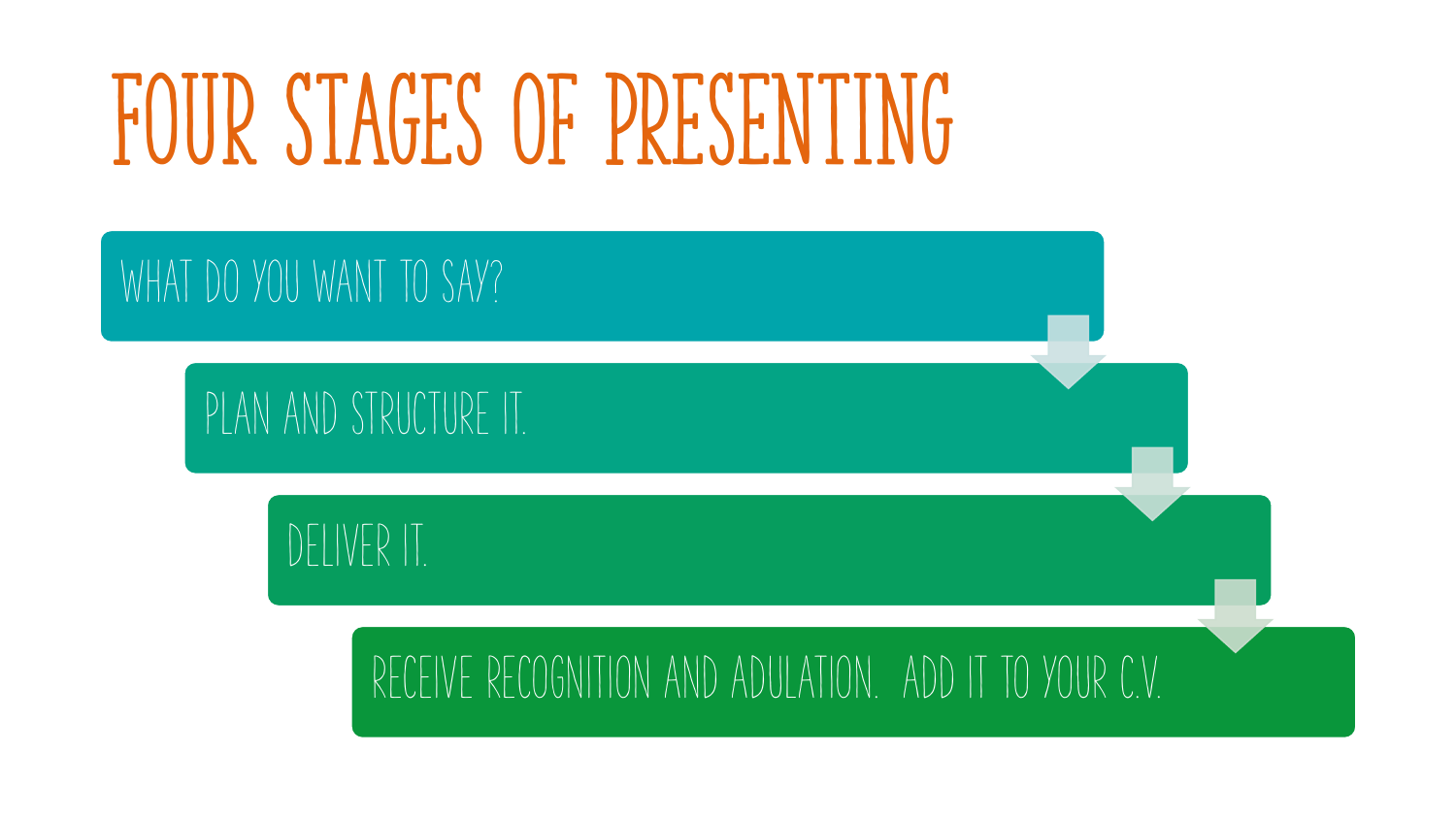# FOUR STAGES OF PRESENTING

1. WHAT DO YOU WANT TO SAY?
2. PLAN AND STRUCTURE IT.
3. DELIVER IT.
4. RECEIVE RECOGNITION AND ADULATION. ADD IT TO YOUR C.V.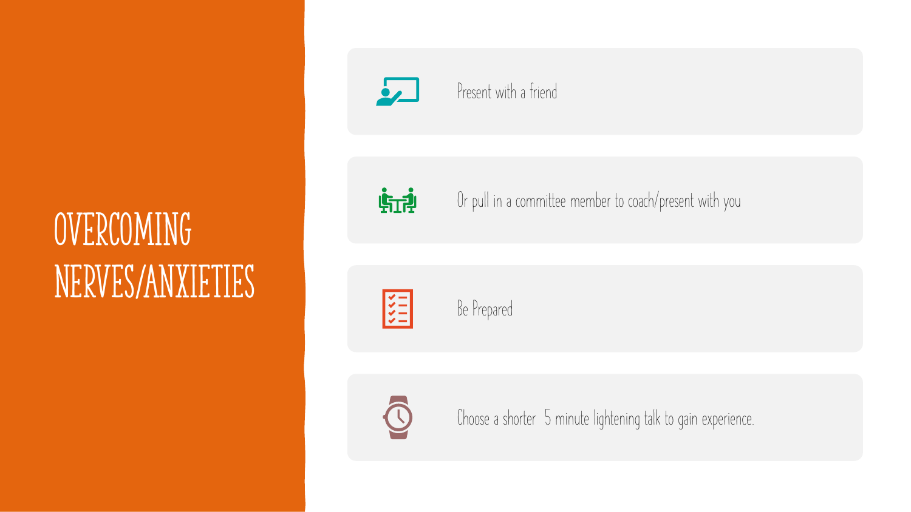# OVERCOMING NERVES/ANXIETIES

- Present with a friend
- Or pull in a committee member to coach/present with you
- Be Prepared
- Choose a shorter  5 minute lightening talk to gain experience.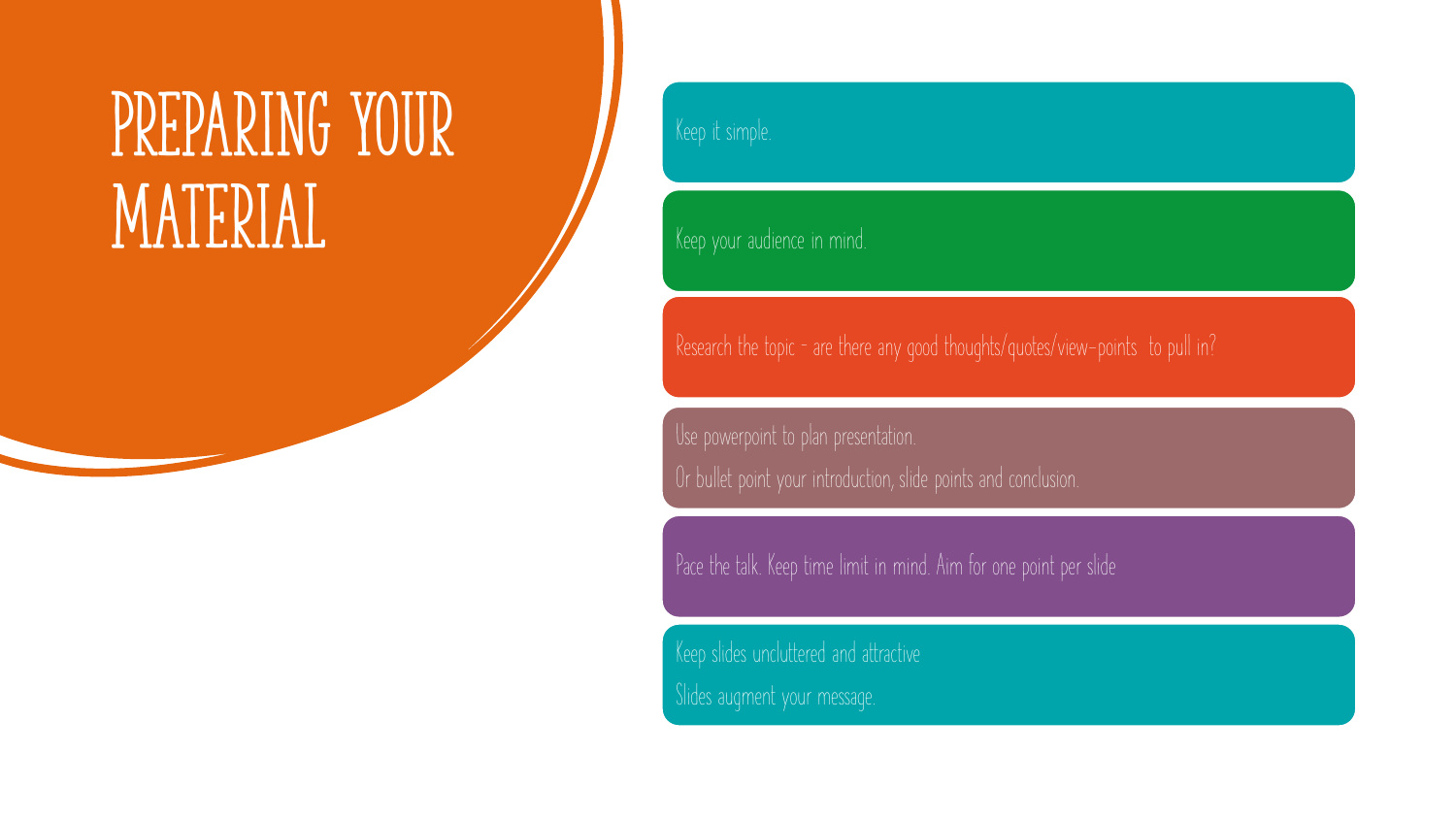# PREPARING YOUR MATERIAL

- Keep it simple.
- Keep your audience in mind.
- Research the topic – are there any good thoughts/quotes/view-points  to pull in?
- Use powerpoint to plan presentation.
  Or bullet point your introduction, slide points and conclusion.
- Pace the talk. Keep time limit in mind. Aim for one point per slide
- Keep slides uncluttered and attractive
  Slides augment your message.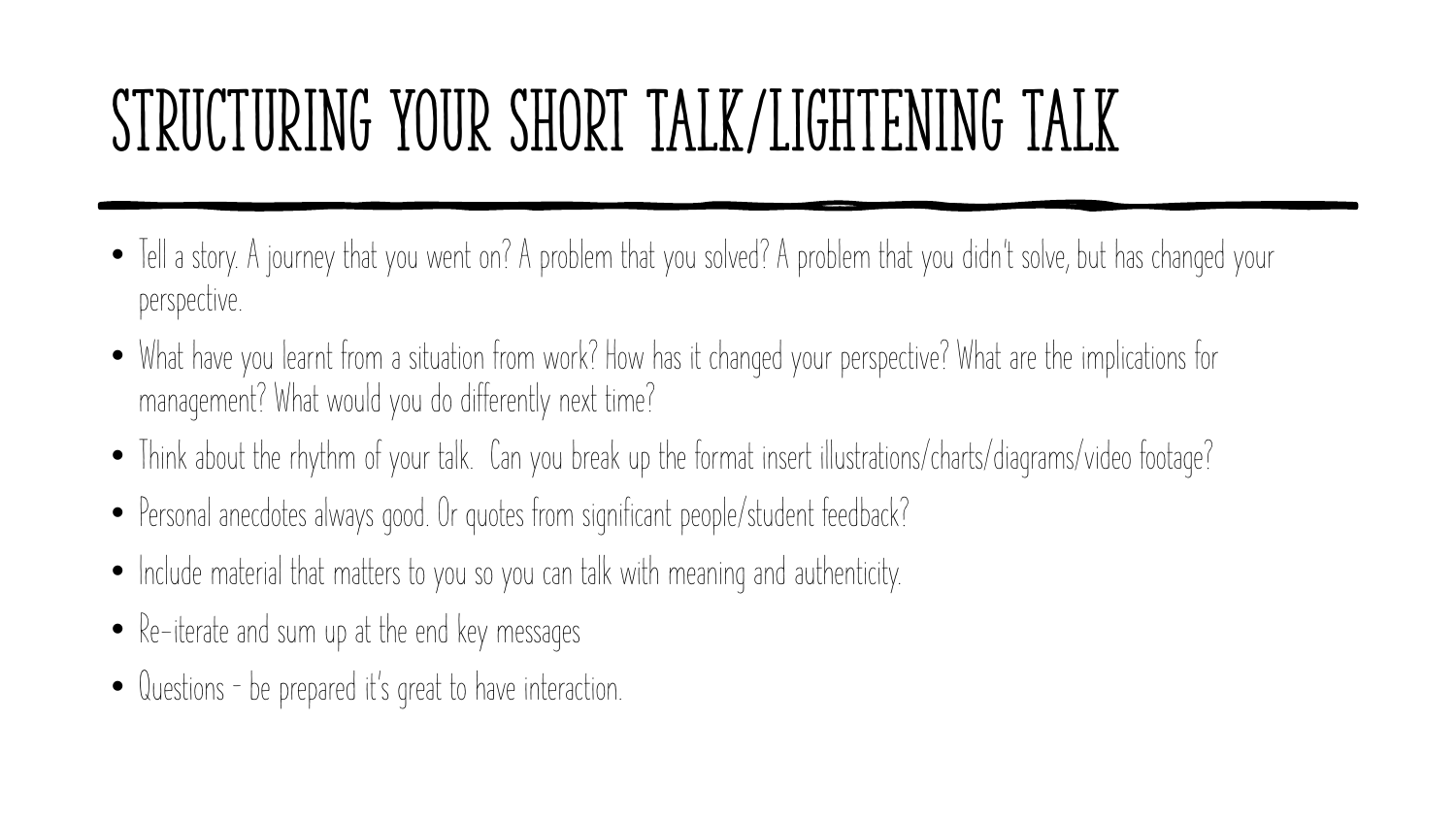# STRUCTURING YOUR SHORT TALK/LIGHTENING TALK

- Tell a story. A journey that you went on? A problem that you solved? A problem that you didn't solve, but has changed your perspective.
- What have you learnt from a situation from work? How has it changed your perspective? What are the implications for management? What would you do differently next time?
- Think about the rhythm of your talk. Can you break up the format insert illustrations/charts/diagrams/video footage?
- Personal anecdotes always good. Or quotes from significant people/student feedback?
- Include material that matters to you so you can talk with meaning and authenticity.
- Re-iterate and sum up at the end key messages
- Questions - be prepared it's great to have interaction.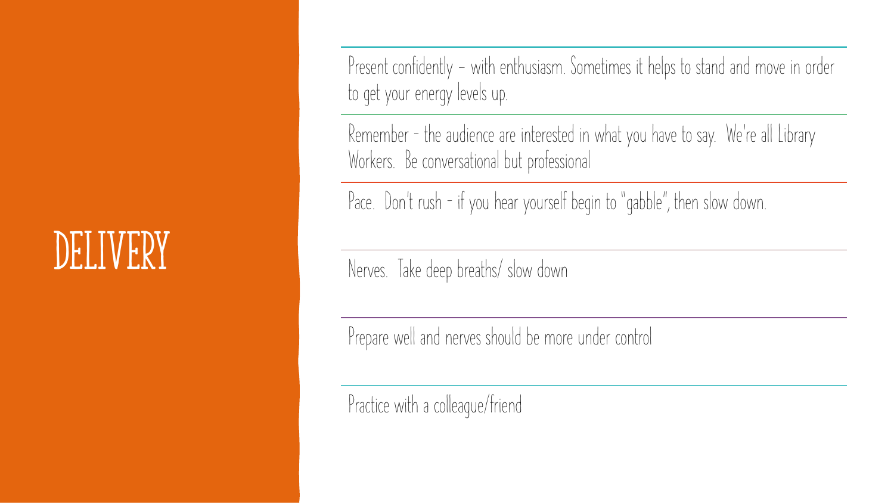# DELIVERY

Present confidently – with enthusiasm. Sometimes it helps to stand and move in order to get your energy levels up.

Remember - the audience are interested in what you have to say. We're all Library Workers. Be conversational but professional

Pace. Don't rush - if you hear yourself begin to "gabble", then slow down.

Nerves. Take deep breaths/ slow down

Prepare well and nerves should be more under control

Practice with a colleague/friend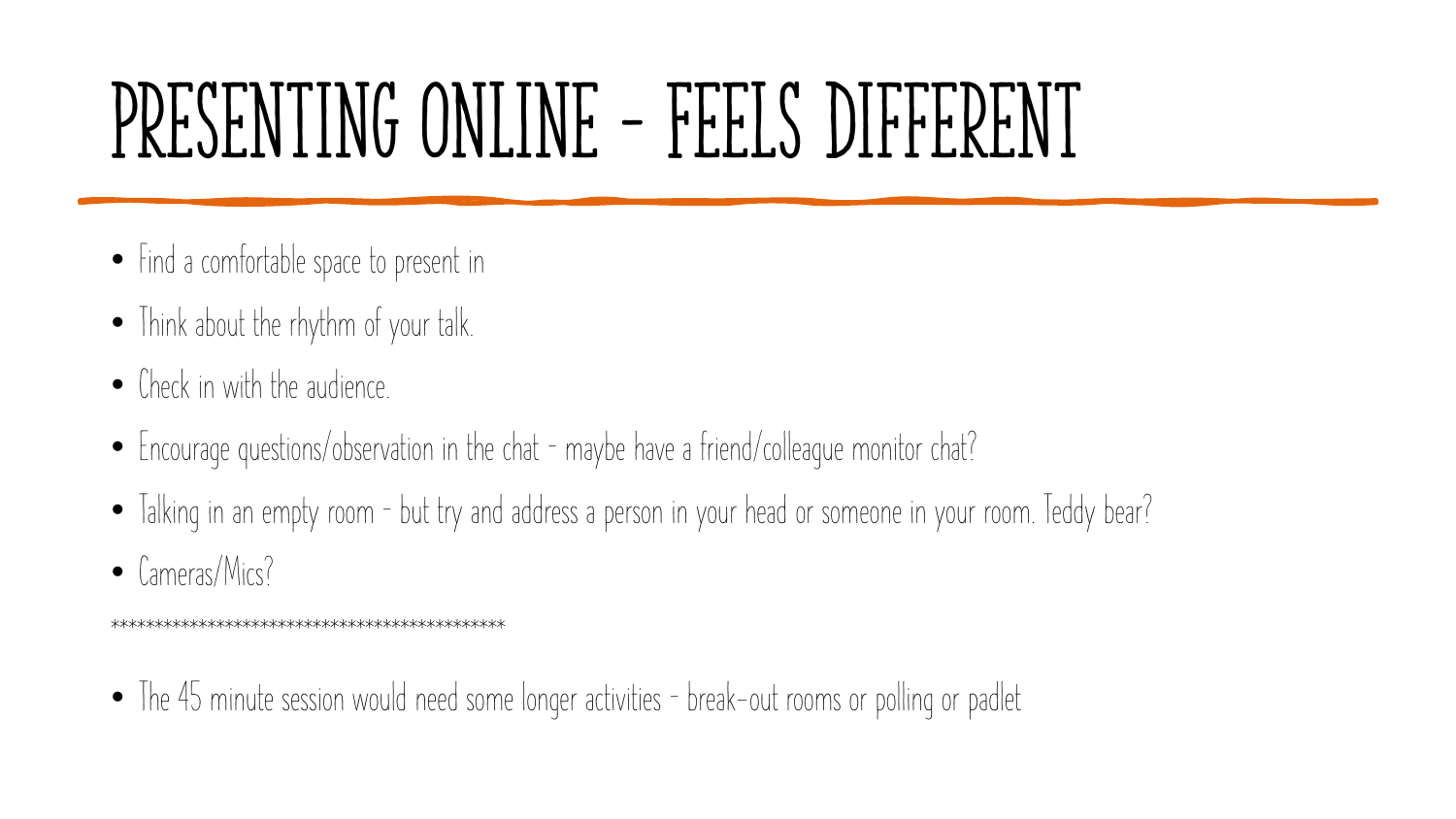# Presenting online – feels different

- Find a comfortable space to present in
- Think about the rhythm of your talk.
- Check in with the audience.
- Encourage questions/observation in the chat – maybe have a friend/colleague monitor chat?
- Talking in an empty room – but try and address a person in your head or someone in your room. Teddy bear?
- Cameras/Mics?

*******************************************

- The 45 minute session would need some longer activities – break-out rooms or polling or padlet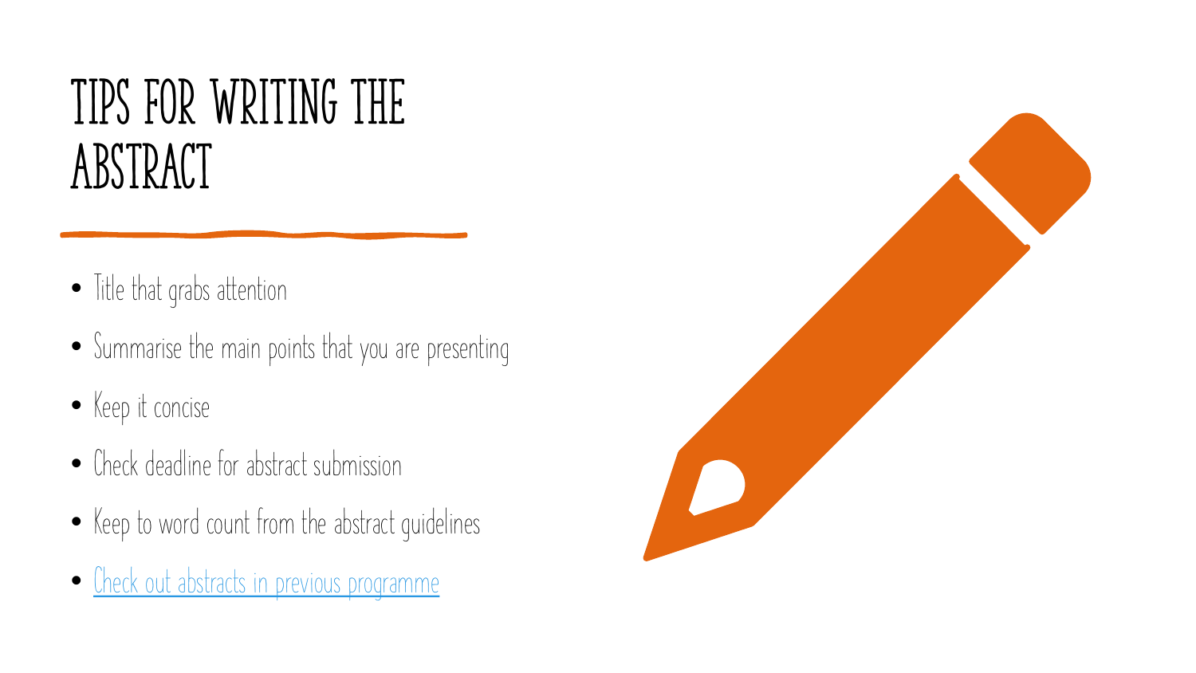# TIPS FOR WRITING THE ABSTRACT

- Title that grabs attention
- Summarise the main points that you are presenting
- Keep it concise
- Check deadline for abstract submission
- Keep to word count from the abstract guidelines
- Check out abstracts in previous programme